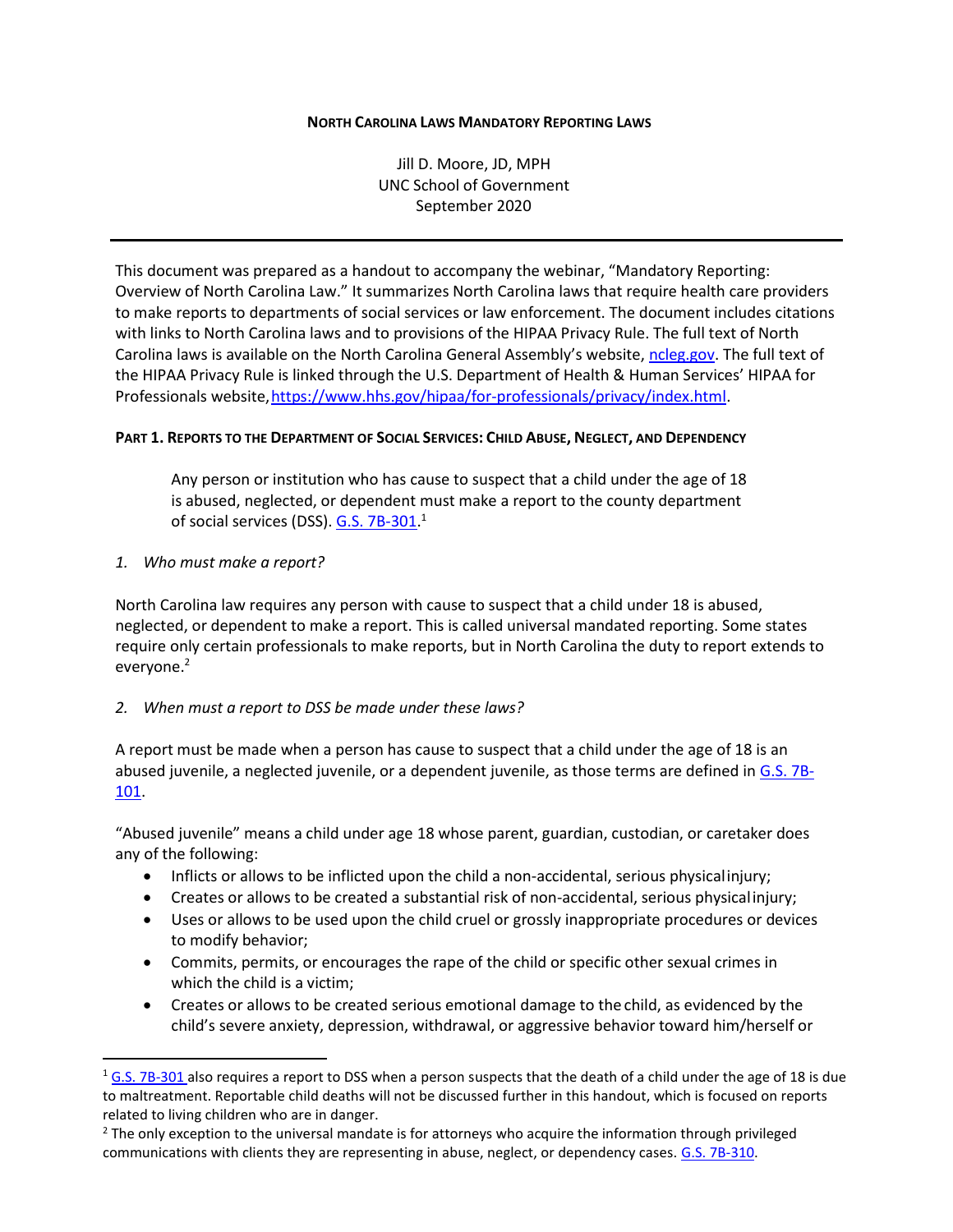**NORTH CAROLINA LAWS MANDATORY REPORTING LAWS**

Jill D. Moore, JD, MPH
UNC School of Government
September 2020

---

This document was prepared as a handout to accompany the webinar, "Mandatory Reporting: Overview of North Carolina Law." It summarizes North Carolina laws that require health care providers to make reports to departments of social services or law enforcement. The document includes citations with links to North Carolina laws and to provisions of the HIPAA Privacy Rule. The full text of North Carolina laws is available on the North Carolina General Assembly's website, [ncleg.gov](ncleg.gov). The full text of the HIPAA Privacy Rule is linked through the U.S. Department of Health & Human Services' HIPAA for Professionals website, [https://www.hhs.gov/hipaa/for-professionals/privacy/index.html](https://www.hhs.gov/hipaa/for-professionals/privacy/index.html).

**PART 1. REPORTS TO THE DEPARTMENT OF SOCIAL SERVICES: CHILD ABUSE, NEGLECT, AND DEPENDENCY**

> Any person or institution who has cause to suspect that a child under the age of 18 is abused, neglected, or dependent must make a report to the county department of social services (DSS). G.S. 7B-301.[1]

*1. Who must make a report?*

North Carolina law requires any person with cause to suspect that a child under 18 is abused, neglected, or dependent to make a report. This is called universal mandated reporting. Some states require only certain professionals to make reports, but in North Carolina the duty to report extends to everyone.[2]

*2. When must a report to DSS be made under these laws?*

A report must be made when a person has cause to suspect that a child under the age of 18 is an abused juvenile, a neglected juvenile, or a dependent juvenile, as those terms are defined in G.S. 7B-101.

"Abused juvenile" means a child under age 18 whose parent, guardian, custodian, or caretaker does any of the following:

- Inflicts or allows to be inflicted upon the child a non-accidental, serious physical injury;
- Creates or allows to be created a substantial risk of non-accidental, serious physical injury;
- Uses or allows to be used upon the child cruel or grossly inappropriate procedures or devices to modify behavior;
- Commits, permits, or encourages the rape of the child or specific other sexual crimes in which the child is a victim;
- Creates or allows to be created serious emotional damage to the child, as evidenced by the child's severe anxiety, depression, withdrawal, or aggressive behavior toward him/herself or

---

[1] G.S. 7B-301 also requires a report to DSS when a person suspects that the death of a child under the age of 18 is due to maltreatment. Reportable child deaths will not be discussed further in this handout, which is focused on reports related to living children who are in danger.

[2] The only exception to the universal mandate is for attorneys who acquire the information through privileged communications with clients they are representing in abuse, neglect, or dependency cases. G.S. 7B-310.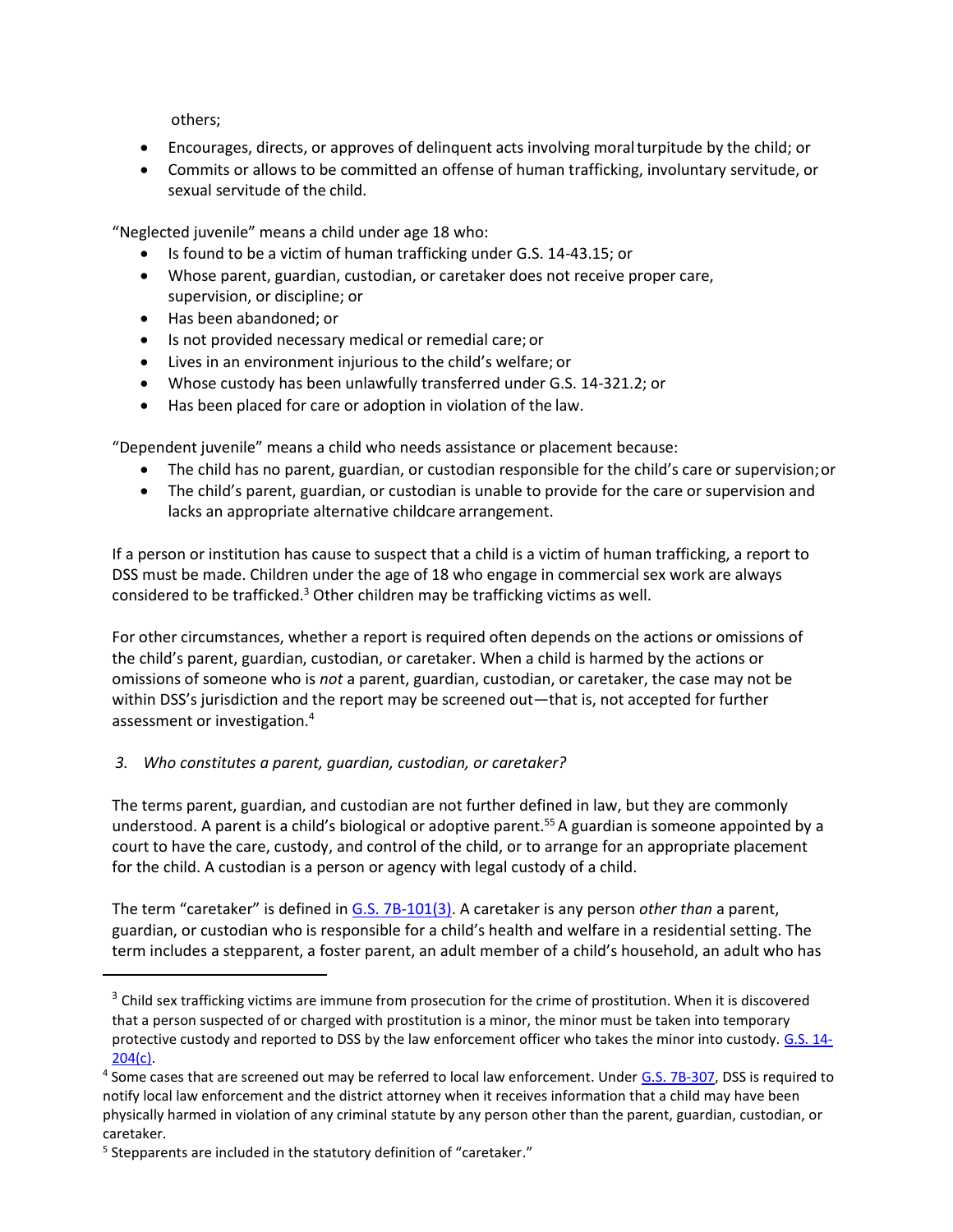others;

- Encourages, directs, or approves of delinquent acts involving moral turpitude by the child; or
- Commits or allows to be committed an offense of human trafficking, involuntary servitude, or sexual servitude of the child.

"Neglected juvenile" means a child under age 18 who:

- Is found to be a victim of human trafficking under G.S. 14-43.15; or
- Whose parent, guardian, custodian, or caretaker does not receive proper care, supervision, or discipline; or
- Has been abandoned; or
- Is not provided necessary medical or remedial care; or
- Lives in an environment injurious to the child's welfare; or
- Whose custody has been unlawfully transferred under G.S. 14-321.2; or
- Has been placed for care or adoption in violation of the law.

"Dependent juvenile" means a child who needs assistance or placement because:

- The child has no parent, guardian, or custodian responsible for the child's care or supervision; or
- The child's parent, guardian, or custodian is unable to provide for the care or supervision and lacks an appropriate alternative childcare arrangement.

If a person or institution has cause to suspect that a child is a victim of human trafficking, a report to DSS must be made. Children under the age of 18 who engage in commercial sex work are always considered to be trafficked.[3] Other children may be trafficking victims as well.

For other circumstances, whether a report is required often depends on the actions or omissions of the child's parent, guardian, custodian, or caretaker. When a child is harmed by the actions or omissions of someone who is *not* a parent, guardian, custodian, or caretaker, the case may not be within DSS's jurisdiction and the report may be screened out—that is, not accepted for further assessment or investigation.[4]

### *3. Who constitutes a parent, guardian, custodian, or caretaker?*

The terms parent, guardian, and custodian are not further defined in law, but they are commonly understood. A parent is a child's biological or adoptive parent.[5] A guardian is someone appointed by a court to have the care, custody, and control of the child, or to arrange for an appropriate placement for the child. A custodian is a person or agency with legal custody of a child.

The term "caretaker" is defined in [G.S. 7B-101(3)](). A caretaker is any person *other than* a parent, guardian, or custodian who is responsible for a child's health and welfare in a residential setting. The term includes a stepparent, a foster parent, an adult member of a child's household, an adult who has

---

[3] Child sex trafficking victims are immune from prosecution for the crime of prostitution. When it is discovered that a person suspected of or charged with prostitution is a minor, the minor must be taken into temporary protective custody and reported to DSS by the law enforcement officer who takes the minor into custody. [G.S. 14-204(c)]().

[4] Some cases that are screened out may be referred to local law enforcement. Under [G.S. 7B-307](), DSS is required to notify local law enforcement and the district attorney when it receives information that a child may have been physically harmed in violation of any criminal statute by any person other than the parent, guardian, custodian, or caretaker.

[5] Stepparents are included in the statutory definition of "caretaker."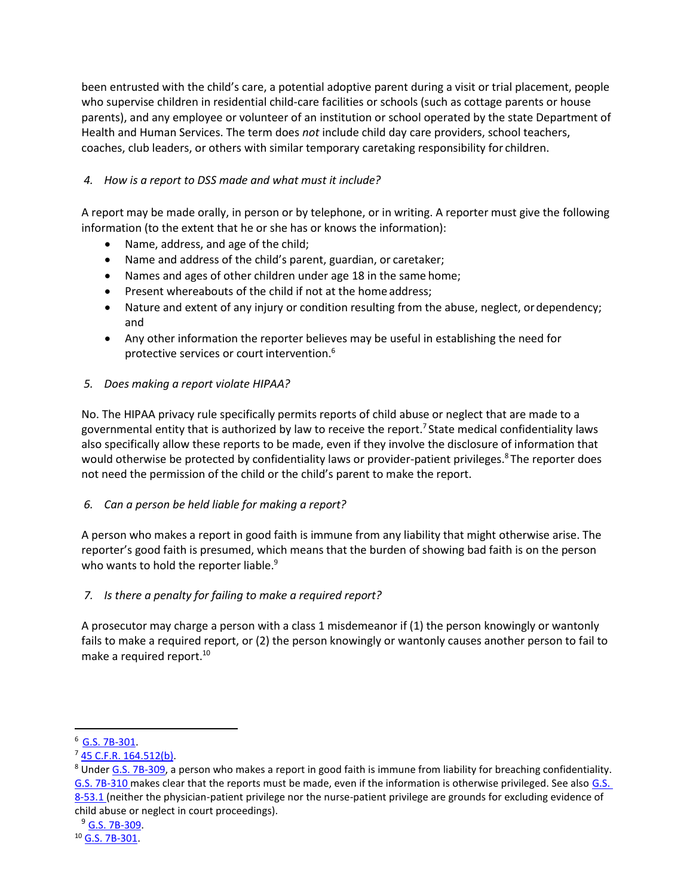been entrusted with the child's care, a potential adoptive parent during a visit or trial placement, people who supervise children in residential child-care facilities or schools (such as cottage parents or house parents), and any employee or volunteer of an institution or school operated by the state Department of Health and Human Services. The term does *not* include child day care providers, school teachers, coaches, club leaders, or others with similar temporary caretaking responsibility for children.

### *4. How is a report to DSS made and what must it include?*

A report may be made orally, in person or by telephone, or in writing. A reporter must give the following information (to the extent that he or she has or knows the information):

- Name, address, and age of the child;
- Name and address of the child's parent, guardian, or caretaker;
- Names and ages of other children under age 18 in the same home;
- Present whereabouts of the child if not at the home address;
- Nature and extent of any injury or condition resulting from the abuse, neglect, or dependency; and
- Any other information the reporter believes may be useful in establishing the need for protective services or court intervention.[6]

### *5. Does making a report violate HIPAA?*

No. The HIPAA privacy rule specifically permits reports of child abuse or neglect that are made to a governmental entity that is authorized by law to receive the report.[7] State medical confidentiality laws also specifically allow these reports to be made, even if they involve the disclosure of information that would otherwise be protected by confidentiality laws or provider-patient privileges.[8] The reporter does not need the permission of the child or the child's parent to make the report.

### *6. Can a person be held liable for making a report?*

A person who makes a report in good faith is immune from any liability that might otherwise arise. The reporter's good faith is presumed, which means that the burden of showing bad faith is on the person who wants to hold the reporter liable.[9]

### *7. Is there a penalty for failing to make a required report?*

A prosecutor may charge a person with a class 1 misdemeanor if (1) the person knowingly or wantonly fails to make a required report, or (2) the person knowingly or wantonly causes another person to fail to make a required report.[10]

---

[6] G.S. 7B-301.

[7] 45 C.F.R. 164.512(b).

[8] Under G.S. 7B-309, a person who makes a report in good faith is immune from liability for breaching confidentiality. G.S. 7B-310 makes clear that the reports must be made, even if the information is otherwise privileged. See also G.S. 8-53.1 (neither the physician-patient privilege nor the nurse-patient privilege are grounds for excluding evidence of child abuse or neglect in court proceedings).

[9] G.S. 7B-309.

[10] G.S. 7B-301.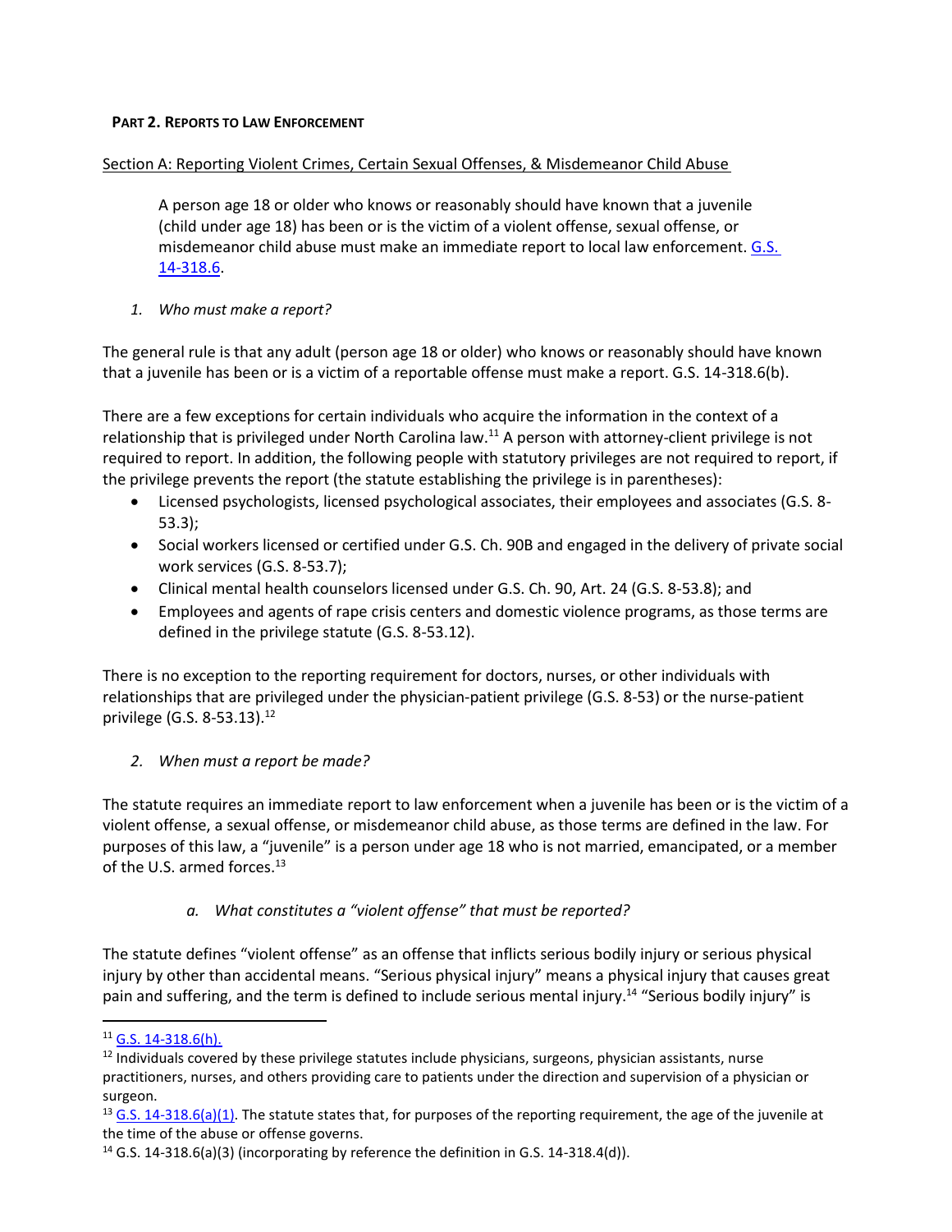**PART 2. REPORTS TO LAW ENFORCEMENT**

Section A: Reporting Violent Crimes, Certain Sexual Offenses, & Misdemeanor Child Abuse

> A person age 18 or older who knows or reasonably should have known that a juvenile (child under age 18) has been or is the victim of a violent offense, sexual offense, or misdemeanor child abuse must make an immediate report to local law enforcement. G.S. 14-318.6.

1. *Who must make a report?*

The general rule is that any adult (person age 18 or older) who knows or reasonably should have known that a juvenile has been or is a victim of a reportable offense must make a report. G.S. 14-318.6(b).

There are a few exceptions for certain individuals who acquire the information in the context of a relationship that is privileged under North Carolina law.[11] A person with attorney-client privilege is not required to report. In addition, the following people with statutory privileges are not required to report, if the privilege prevents the report (the statute establishing the privilege is in parentheses):

- Licensed psychologists, licensed psychological associates, their employees and associates (G.S. 8-53.3);
- Social workers licensed or certified under G.S. Ch. 90B and engaged in the delivery of private social work services (G.S. 8-53.7);
- Clinical mental health counselors licensed under G.S. Ch. 90, Art. 24 (G.S. 8-53.8); and
- Employees and agents of rape crisis centers and domestic violence programs, as those terms are defined in the privilege statute (G.S. 8-53.12).

There is no exception to the reporting requirement for doctors, nurses, or other individuals with relationships that are privileged under the physician-patient privilege (G.S. 8-53) or the nurse-patient privilege (G.S. 8-53.13).[12]

2. *When must a report be made?*

The statute requires an immediate report to law enforcement when a juvenile has been or is the victim of a violent offense, a sexual offense, or misdemeanor child abuse, as those terms are defined in the law. For purposes of this law, a "juvenile" is a person under age 18 who is not married, emancipated, or a member of the U.S. armed forces.[13]

a. *What constitutes a "violent offense" that must be reported?*

The statute defines "violent offense" as an offense that inflicts serious bodily injury or serious physical injury by other than accidental means. "Serious physical injury" means a physical injury that causes great pain and suffering, and the term is defined to include serious mental injury.[14] "Serious bodily injury" is

---

[11] G.S. 14-318.6(h).

[12] Individuals covered by these privilege statutes include physicians, surgeons, physician assistants, nurse practitioners, nurses, and others providing care to patients under the direction and supervision of a physician or surgeon.

[13] G.S. 14-318.6(a)(1). The statute states that, for purposes of the reporting requirement, the age of the juvenile at the time of the abuse or offense governs.

[14] G.S. 14-318.6(a)(3) (incorporating by reference the definition in G.S. 14-318.4(d)).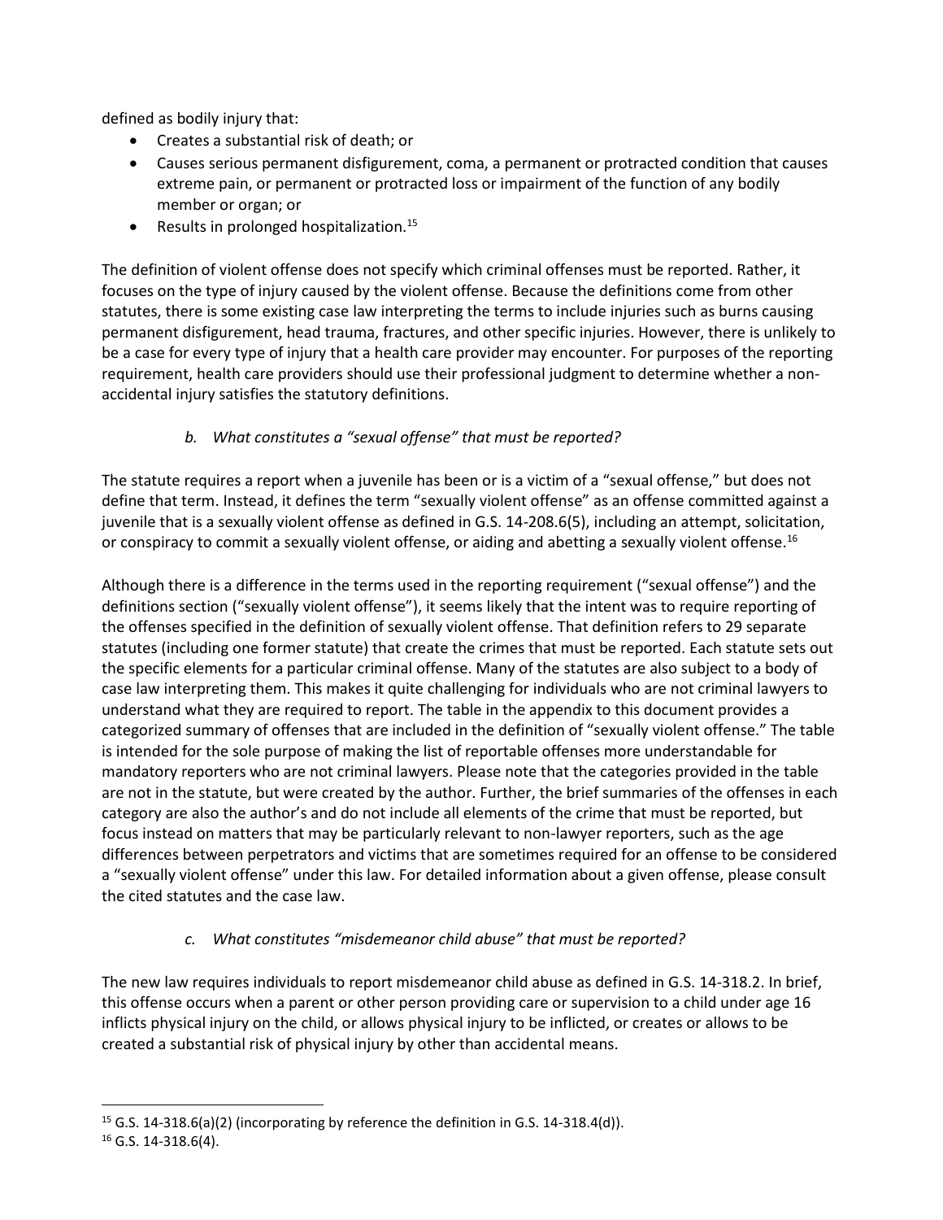defined as bodily injury that:

- Creates a substantial risk of death; or
- Causes serious permanent disfigurement, coma, a permanent or protracted condition that causes extreme pain, or permanent or protracted loss or impairment of the function of any bodily member or organ; or
- Results in prolonged hospitalization.[15]

The definition of violent offense does not specify which criminal offenses must be reported. Rather, it focuses on the type of injury caused by the violent offense. Because the definitions come from other statutes, there is some existing case law interpreting the terms to include injuries such as burns causing permanent disfigurement, head trauma, fractures, and other specific injuries. However, there is unlikely to be a case for every type of injury that a health care provider may encounter. For purposes of the reporting requirement, health care providers should use their professional judgment to determine whether a non-accidental injury satisfies the statutory definitions.

### *b. What constitutes a "sexual offense" that must be reported?*

The statute requires a report when a juvenile has been or is a victim of a "sexual offense," but does not define that term. Instead, it defines the term "sexually violent offense" as an offense committed against a juvenile that is a sexually violent offense as defined in G.S. 14-208.6(5), including an attempt, solicitation, or conspiracy to commit a sexually violent offense, or aiding and abetting a sexually violent offense.[16]

Although there is a difference in the terms used in the reporting requirement ("sexual offense") and the definitions section ("sexually violent offense"), it seems likely that the intent was to require reporting of the offenses specified in the definition of sexually violent offense. That definition refers to 29 separate statutes (including one former statute) that create the crimes that must be reported. Each statute sets out the specific elements for a particular criminal offense. Many of the statutes are also subject to a body of case law interpreting them. This makes it quite challenging for individuals who are not criminal lawyers to understand what they are required to report. The table in the appendix to this document provides a categorized summary of offenses that are included in the definition of "sexually violent offense." The table is intended for the sole purpose of making the list of reportable offenses more understandable for mandatory reporters who are not criminal lawyers. Please note that the categories provided in the table are not in the statute, but were created by the author. Further, the brief summaries of the offenses in each category are also the author's and do not include all elements of the crime that must be reported, but focus instead on matters that may be particularly relevant to non-lawyer reporters, such as the age differences between perpetrators and victims that are sometimes required for an offense to be considered a "sexually violent offense" under this law. For detailed information about a given offense, please consult the cited statutes and the case law.

### *c. What constitutes "misdemeanor child abuse" that must be reported?*

The new law requires individuals to report misdemeanor child abuse as defined in G.S. 14-318.2. In brief, this offense occurs when a parent or other person providing care or supervision to a child under age 16 inflicts physical injury on the child, or allows physical injury to be inflicted, or creates or allows to be created a substantial risk of physical injury by other than accidental means.

---

[15] G.S. 14-318.6(a)(2) (incorporating by reference the definition in G.S. 14-318.4(d)).

[16] G.S. 14-318.6(4).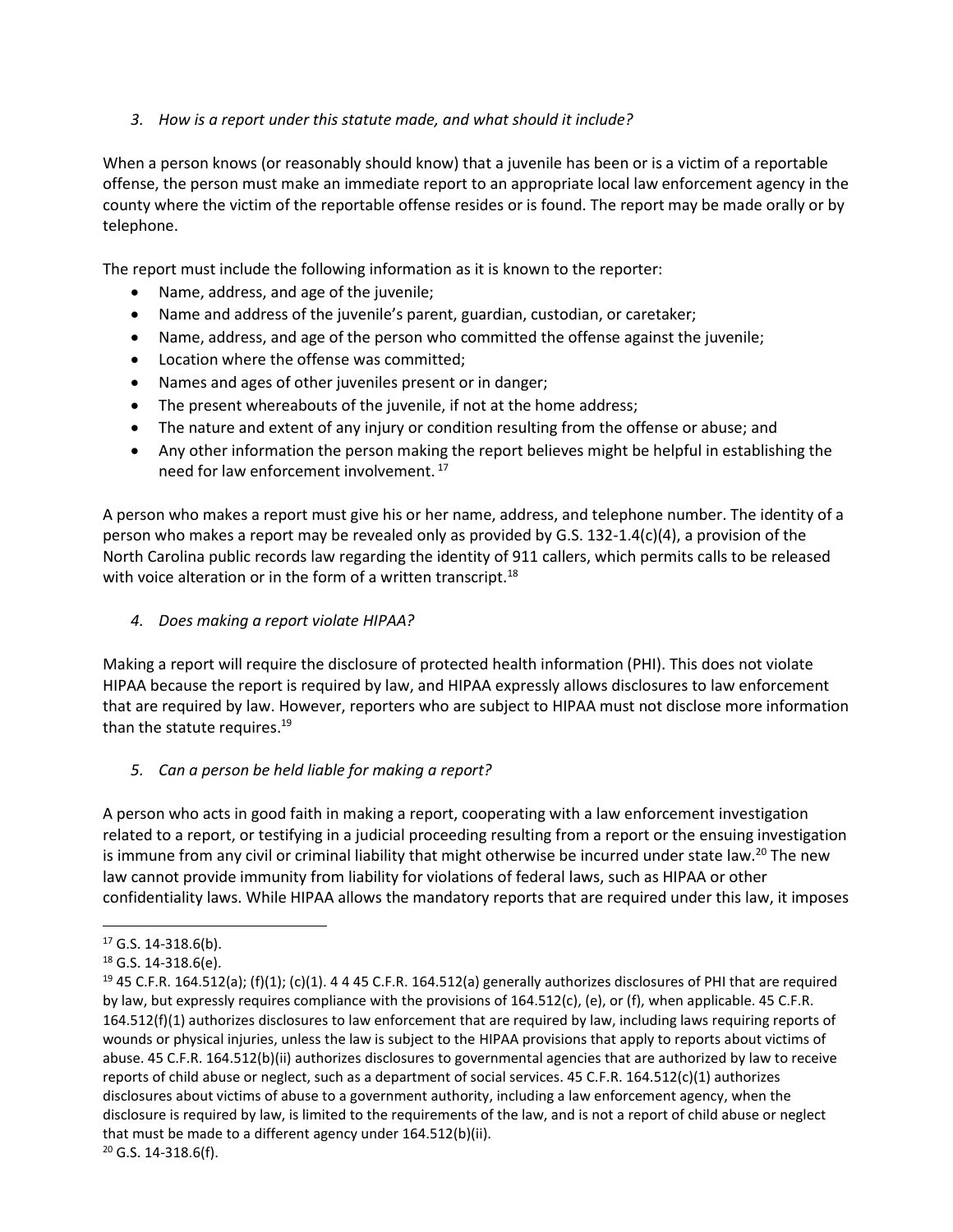*3. How is a report under this statute made, and what should it include?*

When a person knows (or reasonably should know) that a juvenile has been or is a victim of a reportable offense, the person must make an immediate report to an appropriate local law enforcement agency in the county where the victim of the reportable offense resides or is found. The report may be made orally or by telephone.

The report must include the following information as it is known to the reporter:

- Name, address, and age of the juvenile;
- Name and address of the juvenile's parent, guardian, custodian, or caretaker;
- Name, address, and age of the person who committed the offense against the juvenile;
- Location where the offense was committed;
- Names and ages of other juveniles present or in danger;
- The present whereabouts of the juvenile, if not at the home address;
- The nature and extent of any injury or condition resulting from the offense or abuse; and
- Any other information the person making the report believes might be helpful in establishing the need for law enforcement involvement. [17]

A person who makes a report must give his or her name, address, and telephone number. The identity of a person who makes a report may be revealed only as provided by G.S. 132-1.4(c)(4), a provision of the North Carolina public records law regarding the identity of 911 callers, which permits calls to be released with voice alteration or in the form of a written transcript.[18]

*4. Does making a report violate HIPAA?*

Making a report will require the disclosure of protected health information (PHI). This does not violate HIPAA because the report is required by law, and HIPAA expressly allows disclosures to law enforcement that are required by law. However, reporters who are subject to HIPAA must not disclose more information than the statute requires.[19]

*5. Can a person be held liable for making a report?*

A person who acts in good faith in making a report, cooperating with a law enforcement investigation related to a report, or testifying in a judicial proceeding resulting from a report or the ensuing investigation is immune from any civil or criminal liability that might otherwise be incurred under state law.[20] The new law cannot provide immunity from liability for violations of federal laws, such as HIPAA or other confidentiality laws. While HIPAA allows the mandatory reports that are required under this law, it imposes

---

[17] G.S. 14-318.6(b).

[18] G.S. 14-318.6(e).

[19] 45 C.F.R. 164.512(a); (f)(1); (c)(1). 4 4 45 C.F.R. 164.512(a) generally authorizes disclosures of PHI that are required by law, but expressly requires compliance with the provisions of 164.512(c), (e), or (f), when applicable. 45 C.F.R. 164.512(f)(1) authorizes disclosures to law enforcement that are required by law, including laws requiring reports of wounds or physical injuries, unless the law is subject to the HIPAA provisions that apply to reports about victims of abuse. 45 C.F.R. 164.512(b)(ii) authorizes disclosures to governmental agencies that are authorized by law to receive reports of child abuse or neglect, such as a department of social services. 45 C.F.R. 164.512(c)(1) authorizes disclosures about victims of abuse to a government authority, including a law enforcement agency, when the disclosure is required by law, is limited to the requirements of the law, and is not a report of child abuse or neglect that must be made to a different agency under 164.512(b)(ii).

[20] G.S. 14-318.6(f).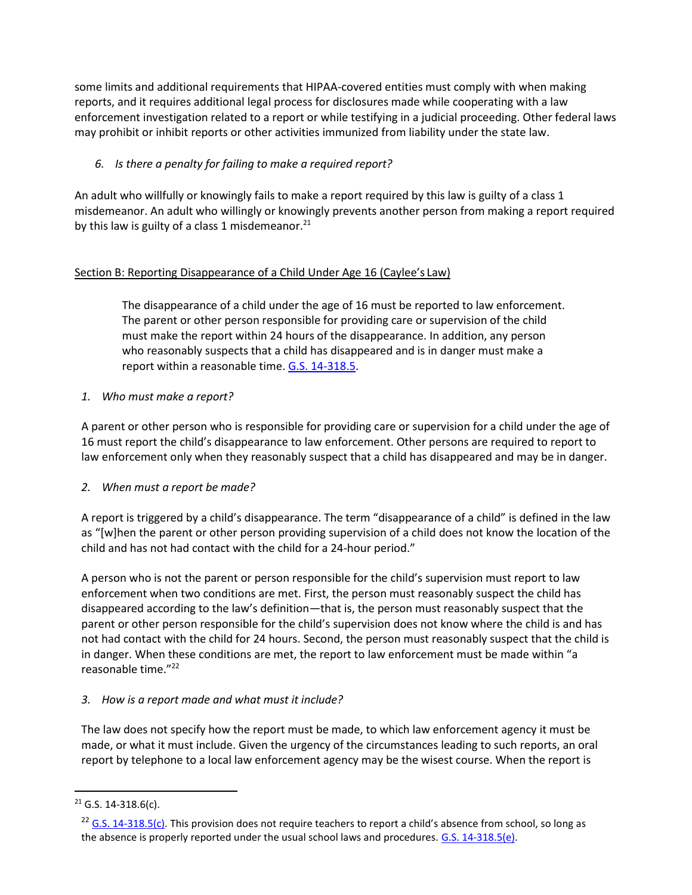some limits and additional requirements that HIPAA-covered entities must comply with when making reports, and it requires additional legal process for disclosures made while cooperating with a law enforcement investigation related to a report or while testifying in a judicial proceeding. Other federal laws may prohibit or inhibit reports or other activities immunized from liability under the state law.

*6. Is there a penalty for failing to make a required report?*

An adult who willfully or knowingly fails to make a report required by this law is guilty of a class 1 misdemeanor. An adult who willingly or knowingly prevents another person from making a report required by this law is guilty of a class 1 misdemeanor.[21]

## Section B: Reporting Disappearance of a Child Under Age 16 (Caylee's Law)

> The disappearance of a child under the age of 16 must be reported to law enforcement. The parent or other person responsible for providing care or supervision of the child must make the report within 24 hours of the disappearance. In addition, any person who reasonably suspects that a child has disappeared and is in danger must make a report within a reasonable time. [G.S. 14-318.5](G.S. 14-318.5).

*1. Who must make a report?*

A parent or other person who is responsible for providing care or supervision for a child under the age of 16 must report the child's disappearance to law enforcement. Other persons are required to report to law enforcement only when they reasonably suspect that a child has disappeared and may be in danger.

*2. When must a report be made?*

A report is triggered by a child's disappearance. The term "disappearance of a child" is defined in the law as "[w]hen the parent or other person providing supervision of a child does not know the location of the child and has not had contact with the child for a 24-hour period."

A person who is not the parent or person responsible for the child's supervision must report to law enforcement when two conditions are met. First, the person must reasonably suspect the child has disappeared according to the law's definition—that is, the person must reasonably suspect that the parent or other person responsible for the child's supervision does not know where the child is and has not had contact with the child for 24 hours. Second, the person must reasonably suspect that the child is in danger. When these conditions are met, the report to law enforcement must be made within "a reasonable time."[22]

*3. How is a report made and what must it include?*

The law does not specify how the report must be made, to which law enforcement agency it must be made, or what it must include. Given the urgency of the circumstances leading to such reports, an oral report by telephone to a local law enforcement agency may be the wisest course. When the report is

---

[21] G.S. 14-318.6(c).

[22] G.S. 14-318.5(c). This provision does not require teachers to report a child's absence from school, so long as the absence is properly reported under the usual school laws and procedures. G.S. 14-318.5(e).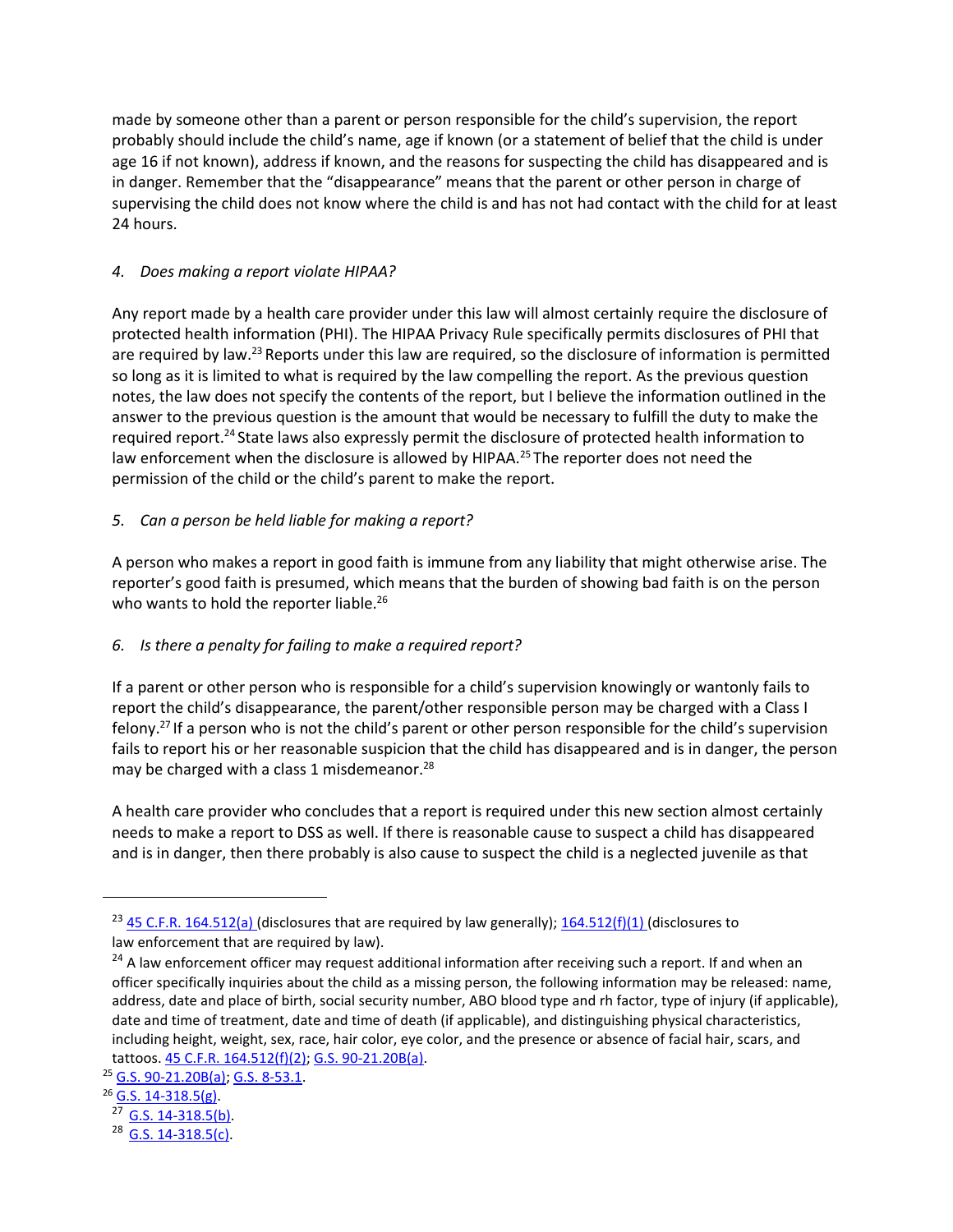made by someone other than a parent or person responsible for the child's supervision, the report probably should include the child's name, age if known (or a statement of belief that the child is under age 16 if not known), address if known, and the reasons for suspecting the child has disappeared and is in danger. Remember that the "disappearance" means that the parent or other person in charge of supervising the child does not know where the child is and has not had contact with the child for at least 24 hours.

*4. Does making a report violate HIPAA?*

Any report made by a health care provider under this law will almost certainly require the disclosure of protected health information (PHI). The HIPAA Privacy Rule specifically permits disclosures of PHI that are required by law.[23] Reports under this law are required, so the disclosure of information is permitted so long as it is limited to what is required by the law compelling the report. As the previous question notes, the law does not specify the contents of the report, but I believe the information outlined in the answer to the previous question is the amount that would be necessary to fulfill the duty to make the required report.[24] State laws also expressly permit the disclosure of protected health information to law enforcement when the disclosure is allowed by HIPAA.[25] The reporter does not need the permission of the child or the child's parent to make the report.

*5. Can a person be held liable for making a report?*

A person who makes a report in good faith is immune from any liability that might otherwise arise. The reporter's good faith is presumed, which means that the burden of showing bad faith is on the person who wants to hold the reporter liable.[26]

*6. Is there a penalty for failing to make a required report?*

If a parent or other person who is responsible for a child's supervision knowingly or wantonly fails to report the child's disappearance, the parent/other responsible person may be charged with a Class I felony.[27] If a person who is not the child's parent or other person responsible for the child's supervision fails to report his or her reasonable suspicion that the child has disappeared and is in danger, the person may be charged with a class 1 misdemeanor.[28]

A health care provider who concludes that a report is required under this new section almost certainly needs to make a report to DSS as well. If there is reasonable cause to suspect a child has disappeared and is in danger, then there probably is also cause to suspect the child is a neglected juvenile as that

---

[23] 45 C.F.R. 164.512(a) (disclosures that are required by law generally); 164.512(f)(1) (disclosures to law enforcement that are required by law).

[24] A law enforcement officer may request additional information after receiving such a report. If and when an officer specifically inquiries about the child as a missing person, the following information may be released: name, address, date and place of birth, social security number, ABO blood type and rh factor, type of injury (if applicable), date and time of treatment, date and time of death (if applicable), and distinguishing physical characteristics, including height, weight, sex, race, hair color, eye color, and the presence or absence of facial hair, scars, and tattoos. 45 C.F.R. 164.512(f)(2); G.S. 90-21.20B(a).

[25] G.S. 90-21.20B(a); G.S. 8-53.1.

[26] G.S. 14-318.5(g).

[27] G.S. 14-318.5(b).

[28] G.S. 14-318.5(c).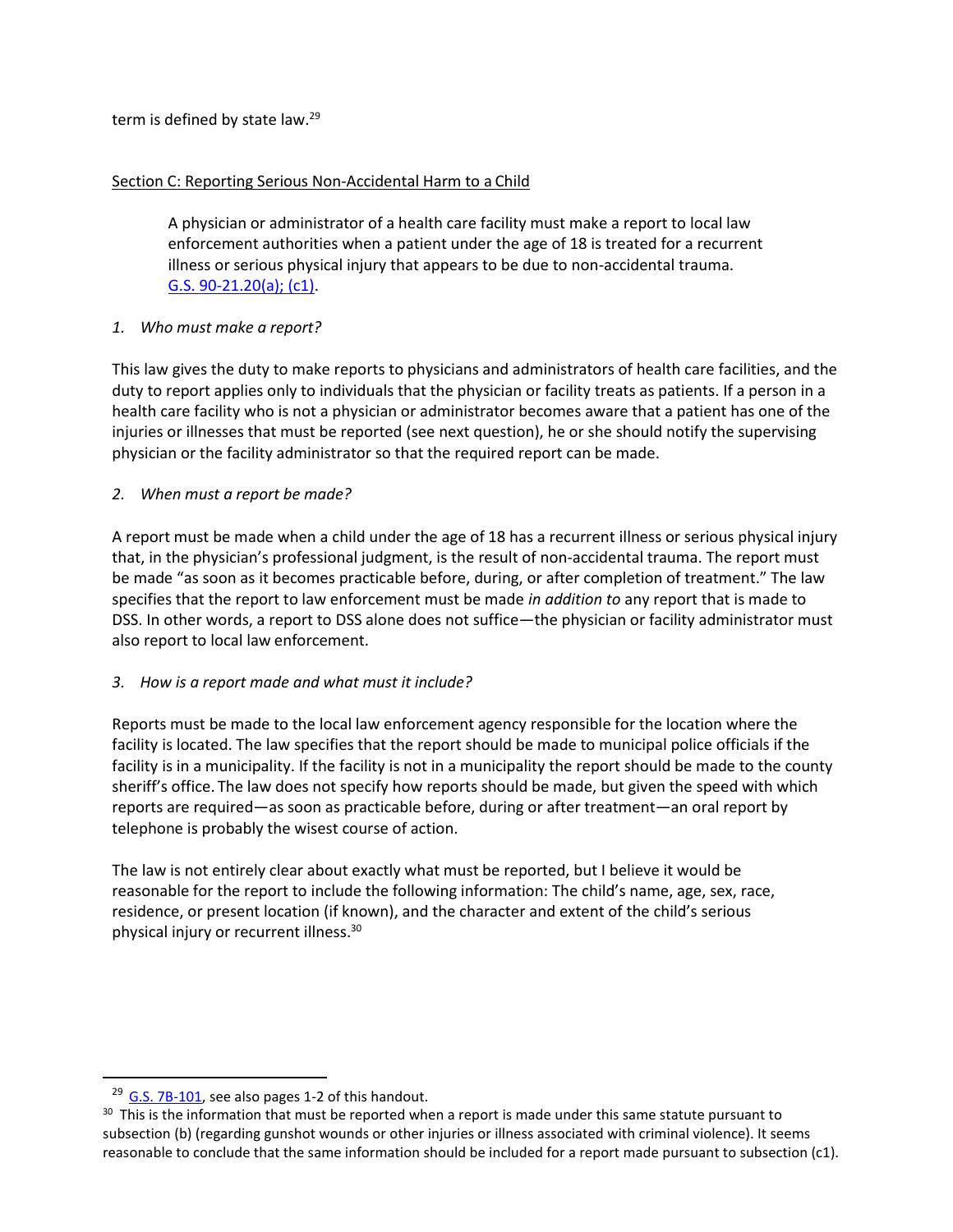term is defined by state law.[29]

Section C: Reporting Serious Non-Accidental Harm to a Child

> A physician or administrator of a health care facility must make a report to local law enforcement authorities when a patient under the age of 18 is treated for a recurrent illness or serious physical injury that appears to be due to non-accidental trauma. G.S. 90-21.20(a); (c1).

*1. Who must make a report?*

This law gives the duty to make reports to physicians and administrators of health care facilities, and the duty to report applies only to individuals that the physician or facility treats as patients. If a person in a health care facility who is not a physician or administrator becomes aware that a patient has one of the injuries or illnesses that must be reported (see next question), he or she should notify the supervising physician or the facility administrator so that the required report can be made.

*2. When must a report be made?*

A report must be made when a child under the age of 18 has a recurrent illness or serious physical injury that, in the physician's professional judgment, is the result of non-accidental trauma. The report must be made "as soon as it becomes practicable before, during, or after completion of treatment." The law specifies that the report to law enforcement must be made *in addition to* any report that is made to DSS. In other words, a report to DSS alone does not suffice—the physician or facility administrator must also report to local law enforcement.

*3. How is a report made and what must it include?*

Reports must be made to the local law enforcement agency responsible for the location where the facility is located. The law specifies that the report should be made to municipal police officials if the facility is in a municipality. If the facility is not in a municipality the report should be made to the county sheriff's office. The law does not specify how reports should be made, but given the speed with which reports are required—as soon as practicable before, during or after treatment—an oral report by telephone is probably the wisest course of action.

The law is not entirely clear about exactly what must be reported, but I believe it would be reasonable for the report to include the following information: The child's name, age, sex, race, residence, or present location (if known), and the character and extent of the child's serious physical injury or recurrent illness.[30]

---

[29] G.S. 7B-101, see also pages 1-2 of this handout.

[30] This is the information that must be reported when a report is made under this same statute pursuant to subsection (b) (regarding gunshot wounds or other injuries or illness associated with criminal violence). It seems reasonable to conclude that the same information should be included for a report made pursuant to subsection (c1).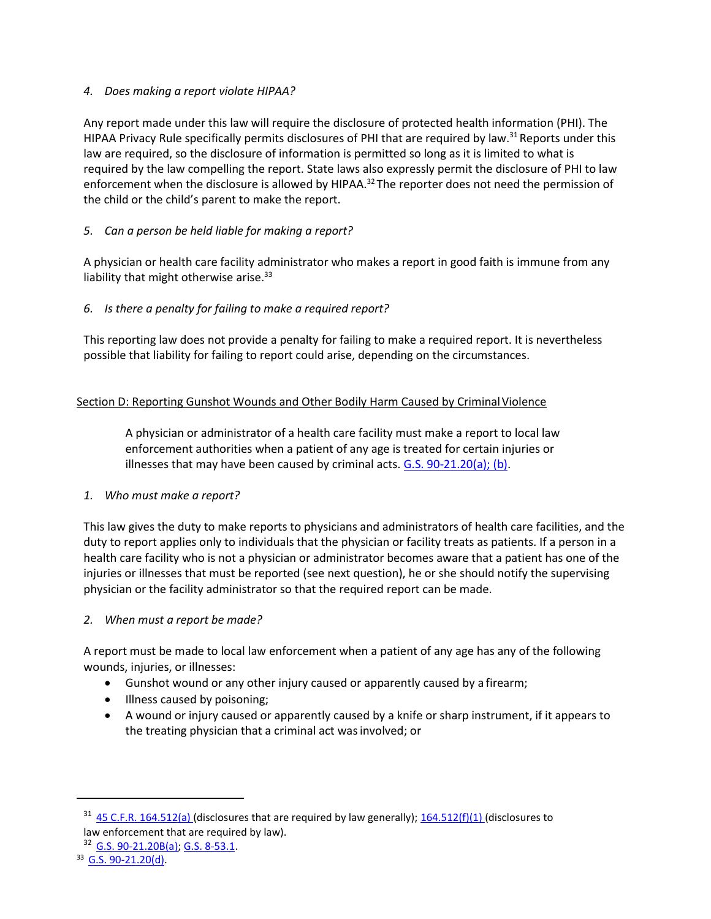*4. Does making a report violate HIPAA?*

Any report made under this law will require the disclosure of protected health information (PHI). The HIPAA Privacy Rule specifically permits disclosures of PHI that are required by law.[31] Reports under this law are required, so the disclosure of information is permitted so long as it is limited to what is required by the law compelling the report. State laws also expressly permit the disclosure of PHI to law enforcement when the disclosure is allowed by HIPAA.[32] The reporter does not need the permission of the child or the child's parent to make the report.

*5. Can a person be held liable for making a report?*

A physician or health care facility administrator who makes a report in good faith is immune from any liability that might otherwise arise.[33]

*6. Is there a penalty for failing to make a required report?*

This reporting law does not provide a penalty for failing to make a required report. It is nevertheless possible that liability for failing to report could arise, depending on the circumstances.

## Section D: Reporting Gunshot Wounds and Other Bodily Harm Caused by Criminal Violence

> A physician or administrator of a health care facility must make a report to local law enforcement authorities when a patient of any age is treated for certain injuries or illnesses that may have been caused by criminal acts. G.S. 90-21.20(a); (b).

*1. Who must make a report?*

This law gives the duty to make reports to physicians and administrators of health care facilities, and the duty to report applies only to individuals that the physician or facility treats as patients. If a person in a health care facility who is not a physician or administrator becomes aware that a patient has one of the injuries or illnesses that must be reported (see next question), he or she should notify the supervising physician or the facility administrator so that the required report can be made.

*2. When must a report be made?*

A report must be made to local law enforcement when a patient of any age has any of the following wounds, injuries, or illnesses:

- Gunshot wound or any other injury caused or apparently caused by a firearm;
- Illness caused by poisoning;
- A wound or injury caused or apparently caused by a knife or sharp instrument, if it appears to the treating physician that a criminal act was involved; or

---

[31] 45 C.F.R. 164.512(a) (disclosures that are required by law generally); 164.512(f)(1) (disclosures to law enforcement that are required by law).

[32] G.S. 90-21.20B(a); G.S. 8-53.1.

[33] G.S. 90-21.20(d).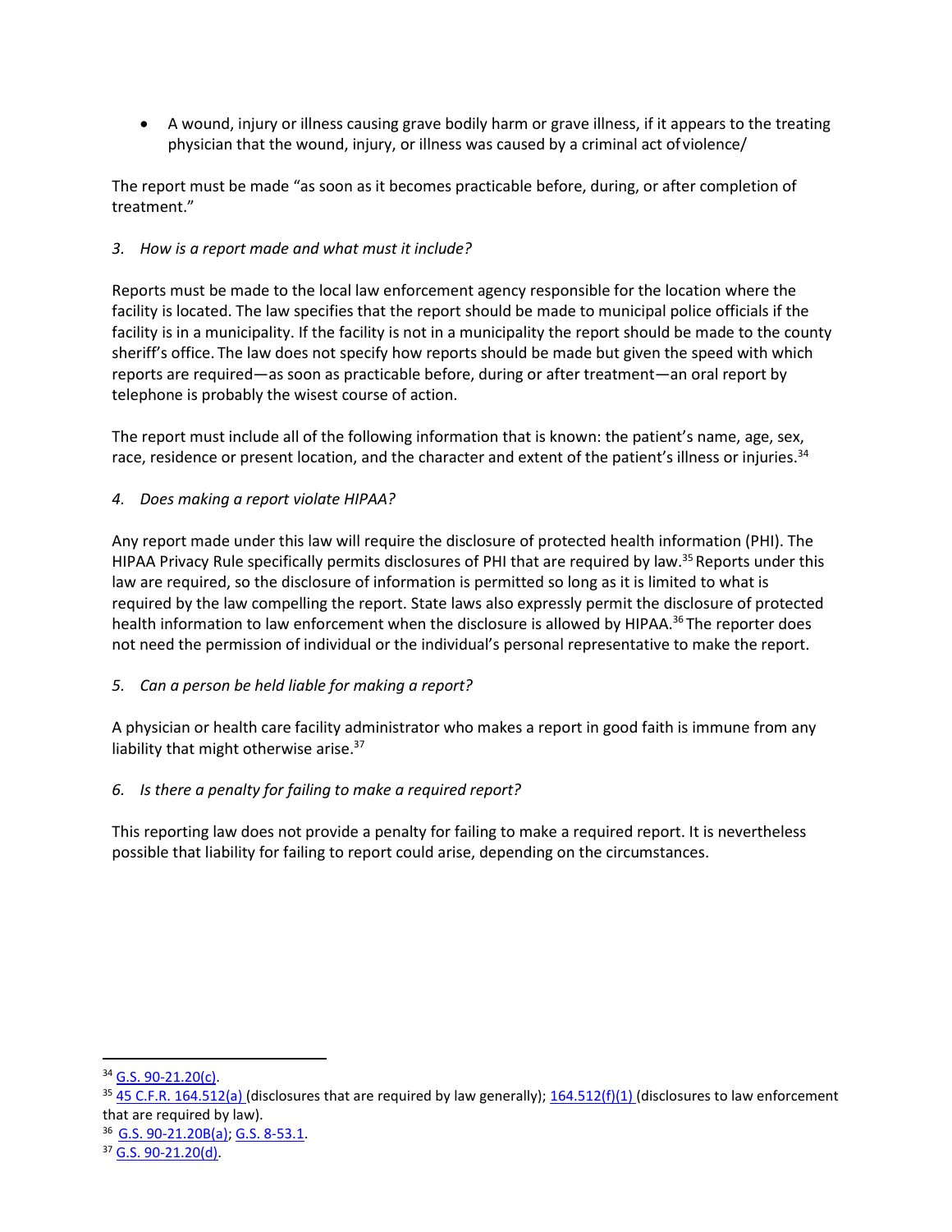- A wound, injury or illness causing grave bodily harm or grave illness, if it appears to the treating physician that the wound, injury, or illness was caused by a criminal act of violence/

The report must be made "as soon as it becomes practicable before, during, or after completion of treatment."

*3. How is a report made and what must it include?*

Reports must be made to the local law enforcement agency responsible for the location where the facility is located. The law specifies that the report should be made to municipal police officials if the facility is in a municipality. If the facility is not in a municipality the report should be made to the county sheriff's office. The law does not specify how reports should be made but given the speed with which reports are required—as soon as practicable before, during or after treatment—an oral report by telephone is probably the wisest course of action.

The report must include all of the following information that is known: the patient's name, age, sex, race, residence or present location, and the character and extent of the patient's illness or injuries.[34]

*4. Does making a report violate HIPAA?*

Any report made under this law will require the disclosure of protected health information (PHI). The HIPAA Privacy Rule specifically permits disclosures of PHI that are required by law.[35] Reports under this law are required, so the disclosure of information is permitted so long as it is limited to what is required by the law compelling the report. State laws also expressly permit the disclosure of protected health information to law enforcement when the disclosure is allowed by HIPAA.[36] The reporter does not need the permission of individual or the individual's personal representative to make the report.

*5. Can a person be held liable for making a report?*

A physician or health care facility administrator who makes a report in good faith is immune from any liability that might otherwise arise.[37]

*6. Is there a penalty for failing to make a required report?*

This reporting law does not provide a penalty for failing to make a required report. It is nevertheless possible that liability for failing to report could arise, depending on the circumstances.

---

[34] G.S. 90-21.20(c).

[35] 45 C.F.R. 164.512(a) (disclosures that are required by law generally); 164.512(f)(1) (disclosures to law enforcement that are required by law).

[36] G.S. 90-21.20B(a); G.S. 8-53.1.

[37] G.S. 90-21.20(d).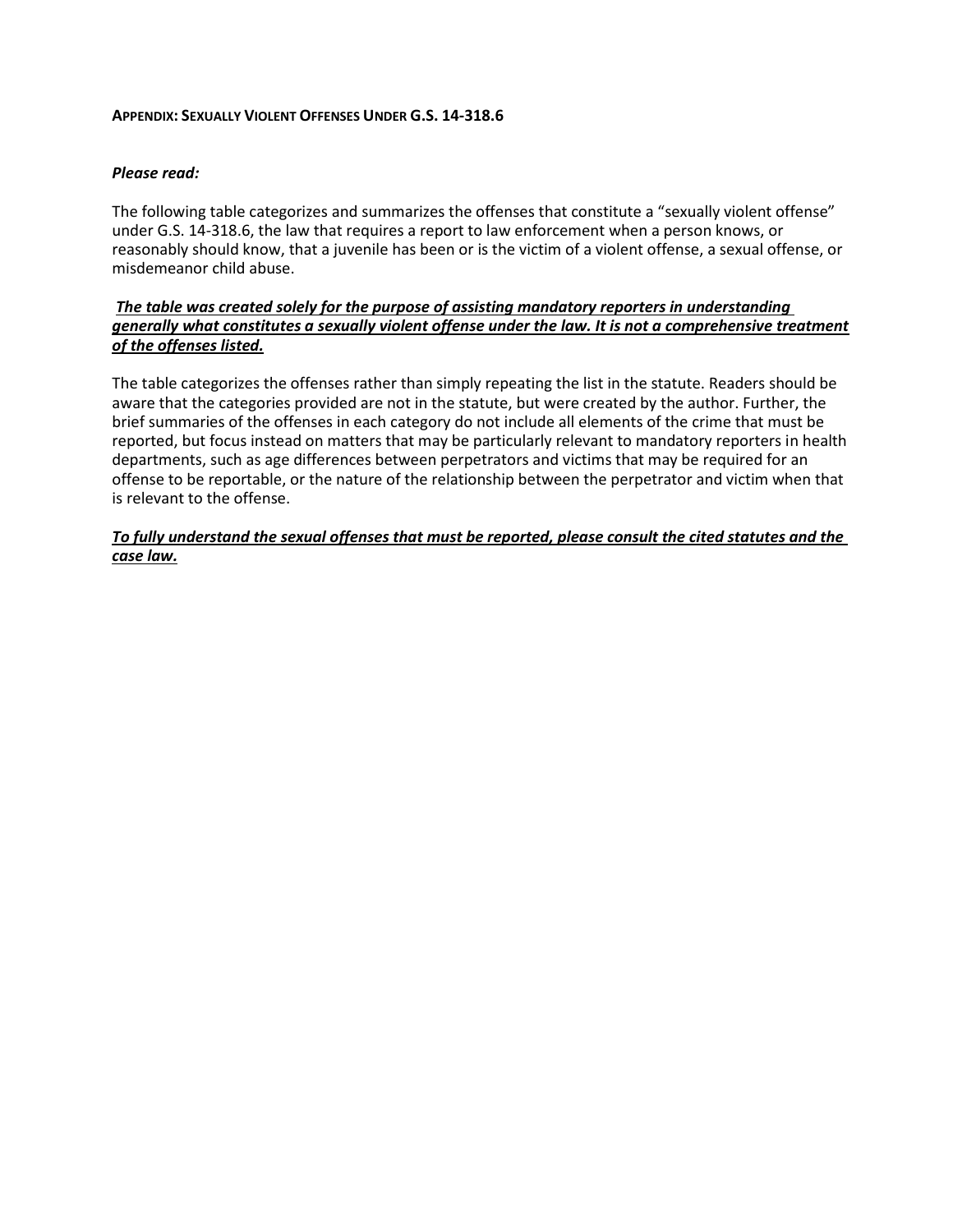## APPENDIX: SEXUALLY VIOLENT OFFENSES UNDER G.S. 14-318.6

***Please read:***

The following table categorizes and summarizes the offenses that constitute a "sexually violent offense" under G.S. 14-318.6, the law that requires a report to law enforcement when a person knows, or reasonably should know, that a juvenile has been or is the victim of a violent offense, a sexual offense, or misdemeanor child abuse.

***<u>The table was created solely for the purpose of assisting mandatory reporters in understanding generally what constitutes a sexually violent offense under the law. It is not a comprehensive treatment of the offenses listed.</u>***

The table categorizes the offenses rather than simply repeating the list in the statute. Readers should be aware that the categories provided are not in the statute, but were created by the author. Further, the brief summaries of the offenses in each category do not include all elements of the crime that must be reported, but focus instead on matters that may be particularly relevant to mandatory reporters in health departments, such as age differences between perpetrators and victims that may be required for an offense to be reportable, or the nature of the relationship between the perpetrator and victim when that is relevant to the offense.

***<u>To fully understand the sexual offenses that must be reported, please consult the cited statutes and the case law.</u>***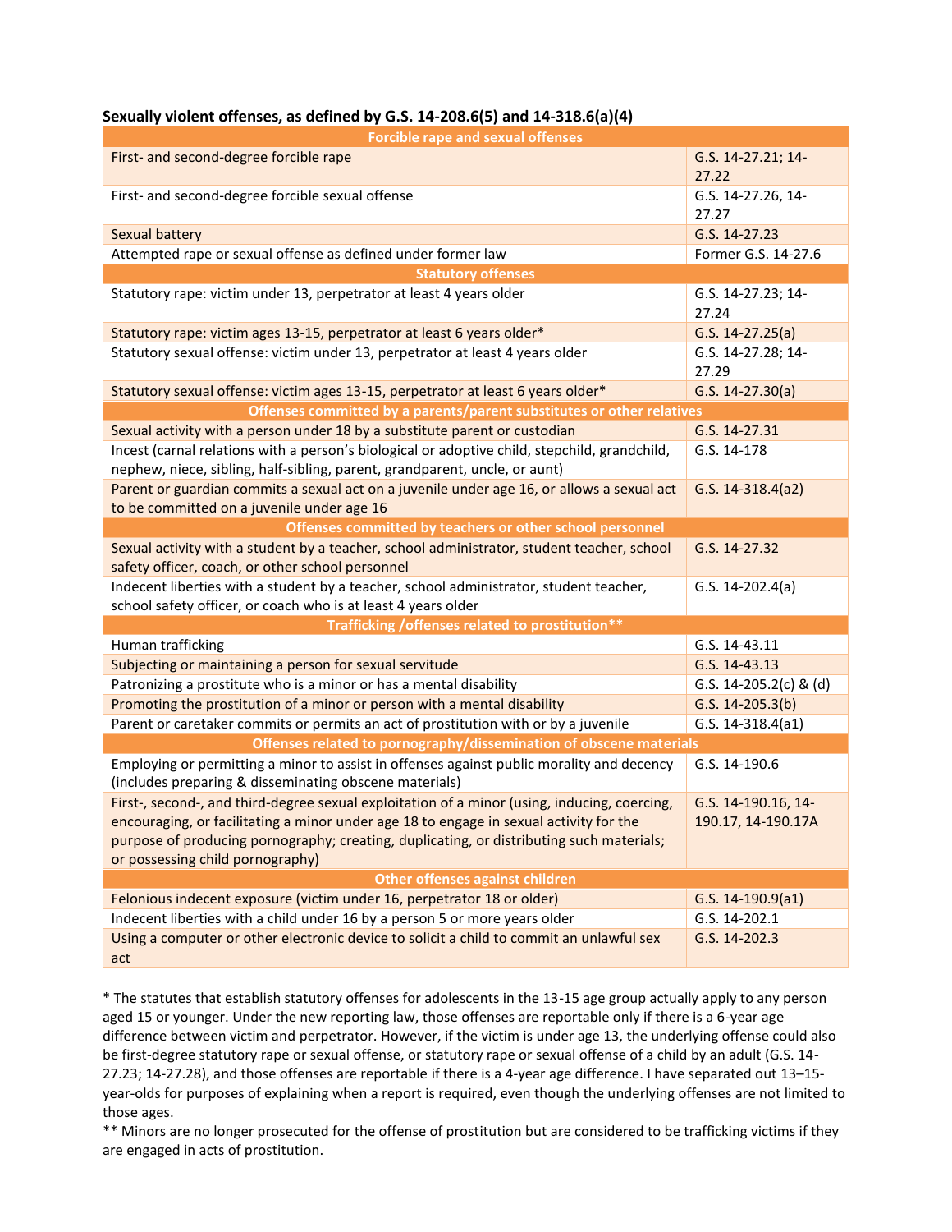**Sexually violent offenses, as defined by G.S. 14-208.6(5) and 14-318.6(a)(4)**

| | |
|---|---|
| **Forcible rape and sexual offenses** | |
| First- and second-degree forcible rape | G.S. 14-27.21; 14-27.22 |
| First- and second-degree forcible sexual offense | G.S. 14-27.26, 14-27.27 |
| Sexual battery | G.S. 14-27.23 |
| Attempted rape or sexual offense as defined under former law | Former G.S. 14-27.6 |
| **Statutory offenses** | |
| Statutory rape: victim under 13, perpetrator at least 4 years older | G.S. 14-27.23; 14-27.24 |
| Statutory rape: victim ages 13-15, perpetrator at least 6 years older* | G.S. 14-27.25(a) |
| Statutory sexual offense: victim under 13, perpetrator at least 4 years older | G.S. 14-27.28; 14-27.29 |
| Statutory sexual offense: victim ages 13-15, perpetrator at least 6 years older* | G.S. 14-27.30(a) |
| **Offenses committed by a parents/parent substitutes or other relatives** | |
| Sexual activity with a person under 18 by a substitute parent or custodian | G.S. 14-27.31 |
| Incest (carnal relations with a person's biological or adoptive child, stepchild, grandchild, nephew, niece, sibling, half-sibling, parent, grandparent, uncle, or aunt) | G.S. 14-178 |
| Parent or guardian commits a sexual act on a juvenile under age 16, or allows a sexual act to be committed on a juvenile under age 16 | G.S. 14-318.4(a2) |
| **Offenses committed by teachers or other school personnel** | |
| Sexual activity with a student by a teacher, school administrator, student teacher, school safety officer, coach, or other school personnel | G.S. 14-27.32 |
| Indecent liberties with a student by a teacher, school administrator, student teacher, school safety officer, or coach who is at least 4 years older | G.S. 14-202.4(a) |
| **Trafficking /offenses related to prostitution**** | |
| Human trafficking | G.S. 14-43.11 |
| Subjecting or maintaining a person for sexual servitude | G.S. 14-43.13 |
| Patronizing a prostitute who is a minor or has a mental disability | G.S. 14-205.2(c) & (d) |
| Promoting the prostitution of a minor or person with a mental disability | G.S. 14-205.3(b) |
| Parent or caretaker commits or permits an act of prostitution with or by a juvenile | G.S. 14-318.4(a1) |
| **Offenses related to pornography/dissemination of obscene materials** | |
| Employing or permitting a minor to assist in offenses against public morality and decency (includes preparing & disseminating obscene materials) | G.S. 14-190.6 |
| First-, second-, and third-degree sexual exploitation of a minor (using, inducing, coercing, encouraging, or facilitating a minor under age 18 to engage in sexual activity for the purpose of producing pornography; creating, duplicating, or distributing such materials; or possessing child pornography) | G.S. 14-190.16, 14-190.17, 14-190.17A |
| **Other offenses against children** | |
| Felonious indecent exposure (victim under 16, perpetrator 18 or older) | G.S. 14-190.9(a1) |
| Indecent liberties with a child under 16 by a person 5 or more years older | G.S. 14-202.1 |
| Using a computer or other electronic device to solicit a child to commit an unlawful sex act | G.S. 14-202.3 |

* The statutes that establish statutory offenses for adolescents in the 13-15 age group actually apply to any person aged 15 or younger. Under the new reporting law, those offenses are reportable only if there is a 6-year age difference between victim and perpetrator. However, if the victim is under age 13, the underlying offense could also be first-degree statutory rape or sexual offense, or statutory rape or sexual offense of a child by an adult (G.S. 14-27.23; 14-27.28), and those offenses are reportable if there is a 4-year age difference. I have separated out 13–15-year-olds for purposes of explaining when a report is required, even though the underlying offenses are not limited to those ages.

** Minors are no longer prosecuted for the offense of prostitution but are considered to be trafficking victims if they are engaged in acts of prostitution.